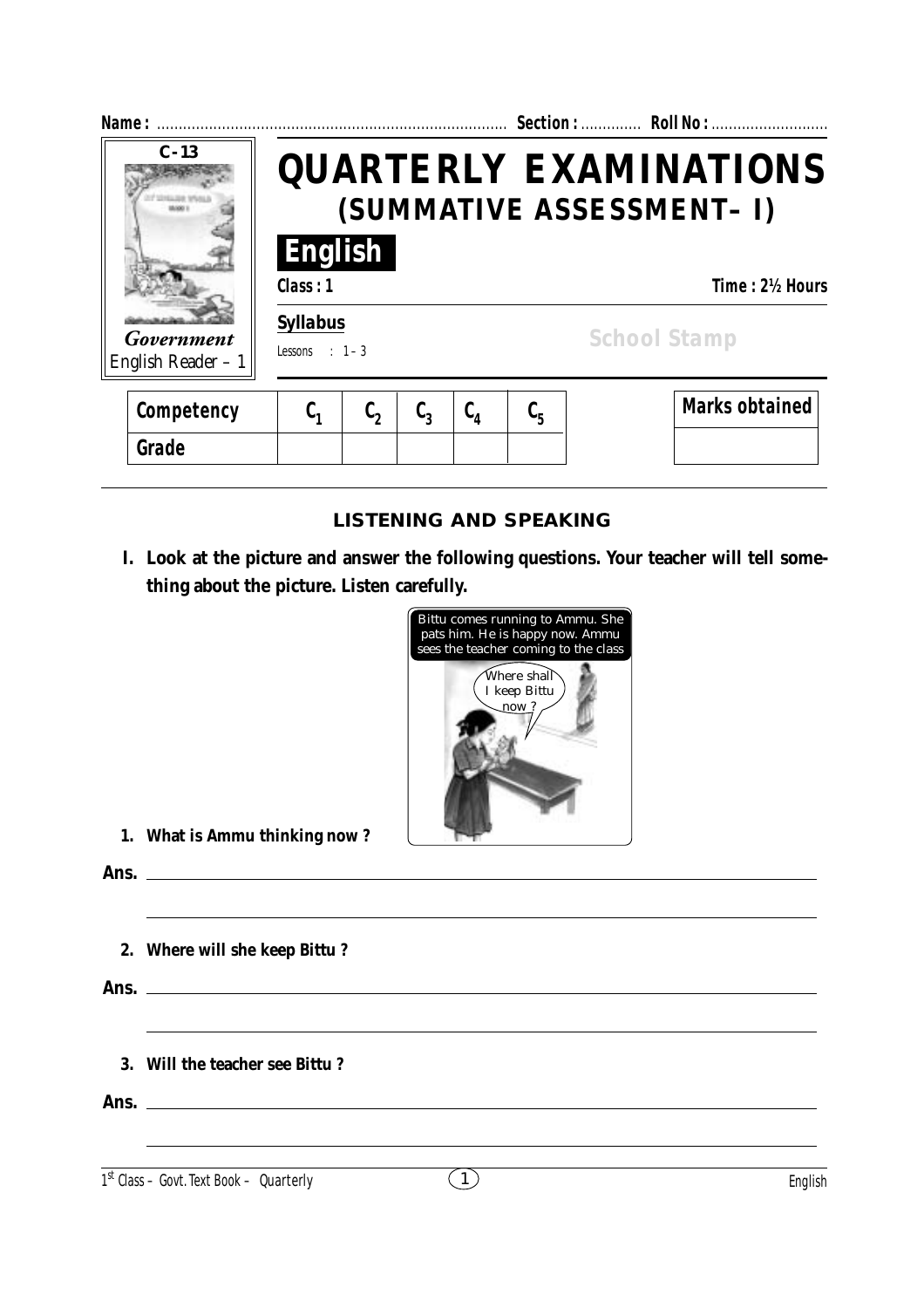**Name :** ................................................................................ **Section :** ............. **Roll No :** ...........................

C - 13

*Government* English Reader – 1

# QUARTERLY EXAMINATIONS
## (SUMMATIVE ASSESSMENT– I)

**English**

**Class : 1** **Time : 2½ Hours**

**Syllabus**

Lessons : 1 – 3

School Stamp

| Competency | $C_1$ | $C_2$ | $C_3$ | $C_4$ | $C_5$ |
|---|---|---|---|---|---|
| Grade | | | | | |

| Marks obtained |
|---|
| |

### LISTENING AND SPEAKING

**I. Look at the picture and answer the following questions. Your teacher will tell something about the picture. Listen carefully.**

Bittu comes running to Ammu. She pats him. He is happy now. Ammu sees the teacher coming to the class

Where shall I keep Bittu now ?

**1. What is Ammu thinking now ?**

**Ans.** ________________________________________________

________________________________________________

**2. Where will she keep Bittu ?**

**Ans.** ________________________________________________

________________________________________________

**3. Will the teacher see Bittu ?**

**Ans.** ________________________________________________

________________________________________________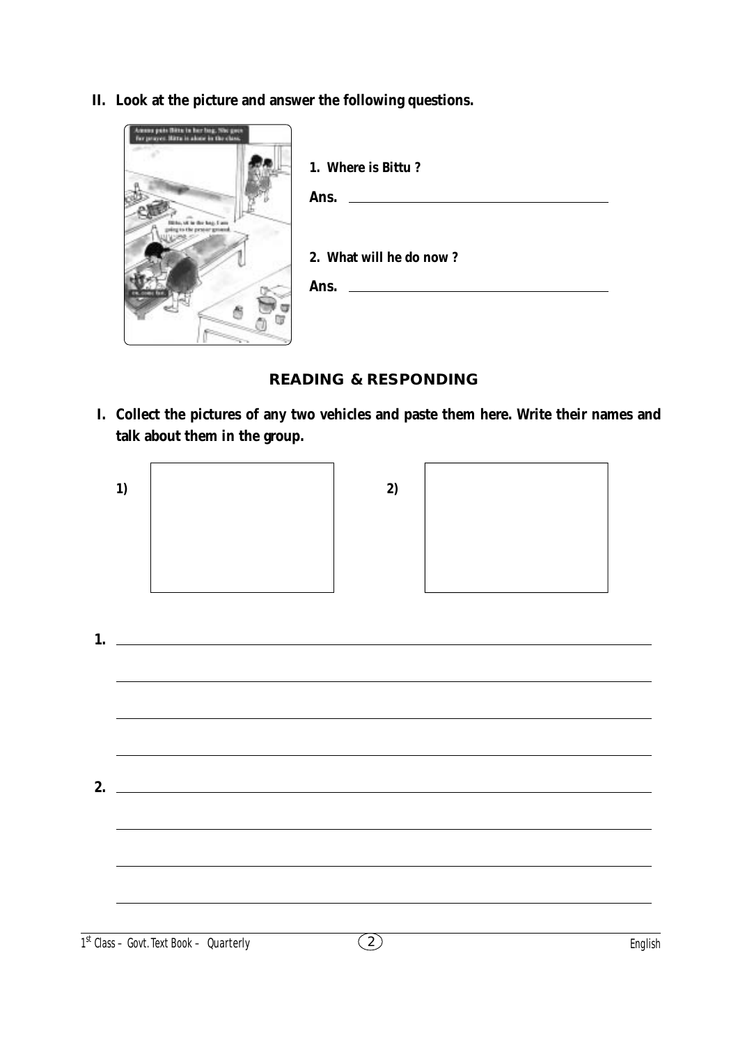**II. Look at the picture and answer the following questions.**

1. Where is Bittu ?

Ans. ______________________________

2. What will he do now ?

Ans. ______________________________

## READING & RESPONDING

**I. Collect the pictures of any two vehicles and paste them here. Write their names and talk about them in the group.**

1) 

2) 

1. ______________________________

______________________________

______________________________

______________________________

2. ______________________________

______________________________

______________________________

______________________________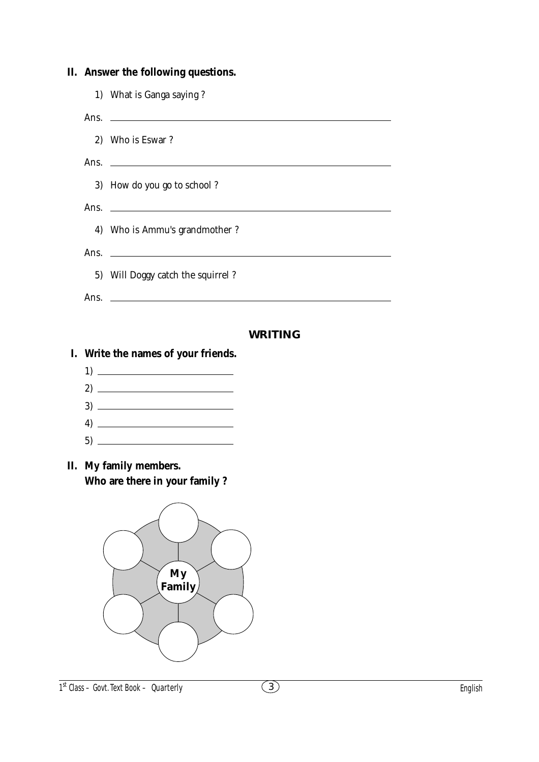**II. Answer the following questions.**

1) What is Ganga saying ?

Ans. ______________________________________________

2) Who is Eswar ?

Ans. ______________________________________________

3) How do you go to school ?

Ans. ______________________________________________

4) Who is Ammu's grandmother ?

Ans. ______________________________________________

5) Will Doggy catch the squirrel ?

Ans. ______________________________________________

## WRITING

**I. Write the names of your friends.**

1) ____________________

2) ____________________

3) ____________________

4) ____________________

5) ____________________

**II. My family members.**
**Who are there in your family ?**

My Family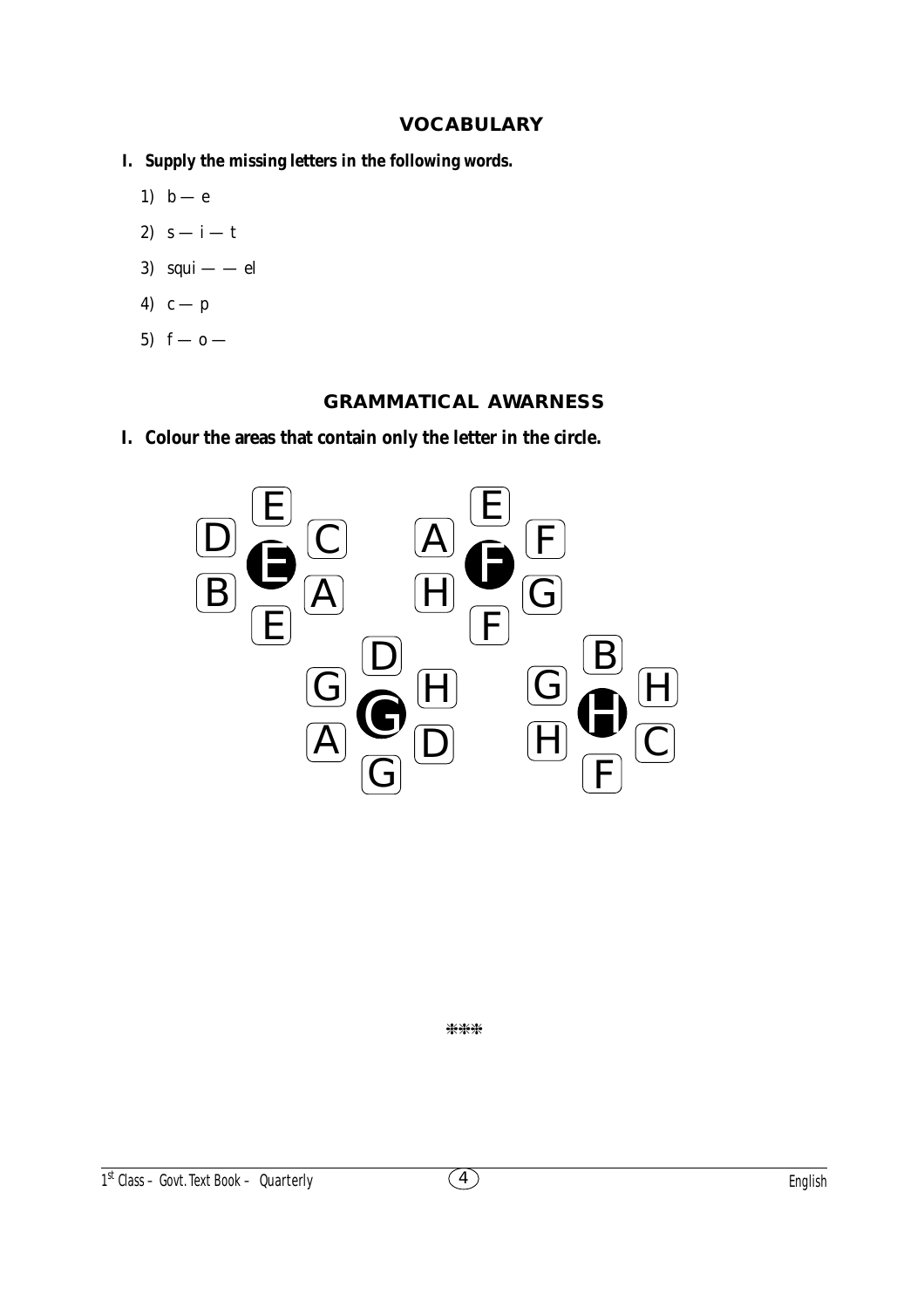## VOCABULARY

**I. Supply the missing letters in the following words.**

1) b — e
2) s — i — t
3) squi — — el
4) c — p
5) f — o —

## GRAMMATICAL AWARNESS

**I. Colour the areas that contain only the letter in the circle.**

E
D C
E
B A
E

E
A F
F
H G
F

D
G H
G
A D
G

B
G H
H
H C
F

\*\*\*